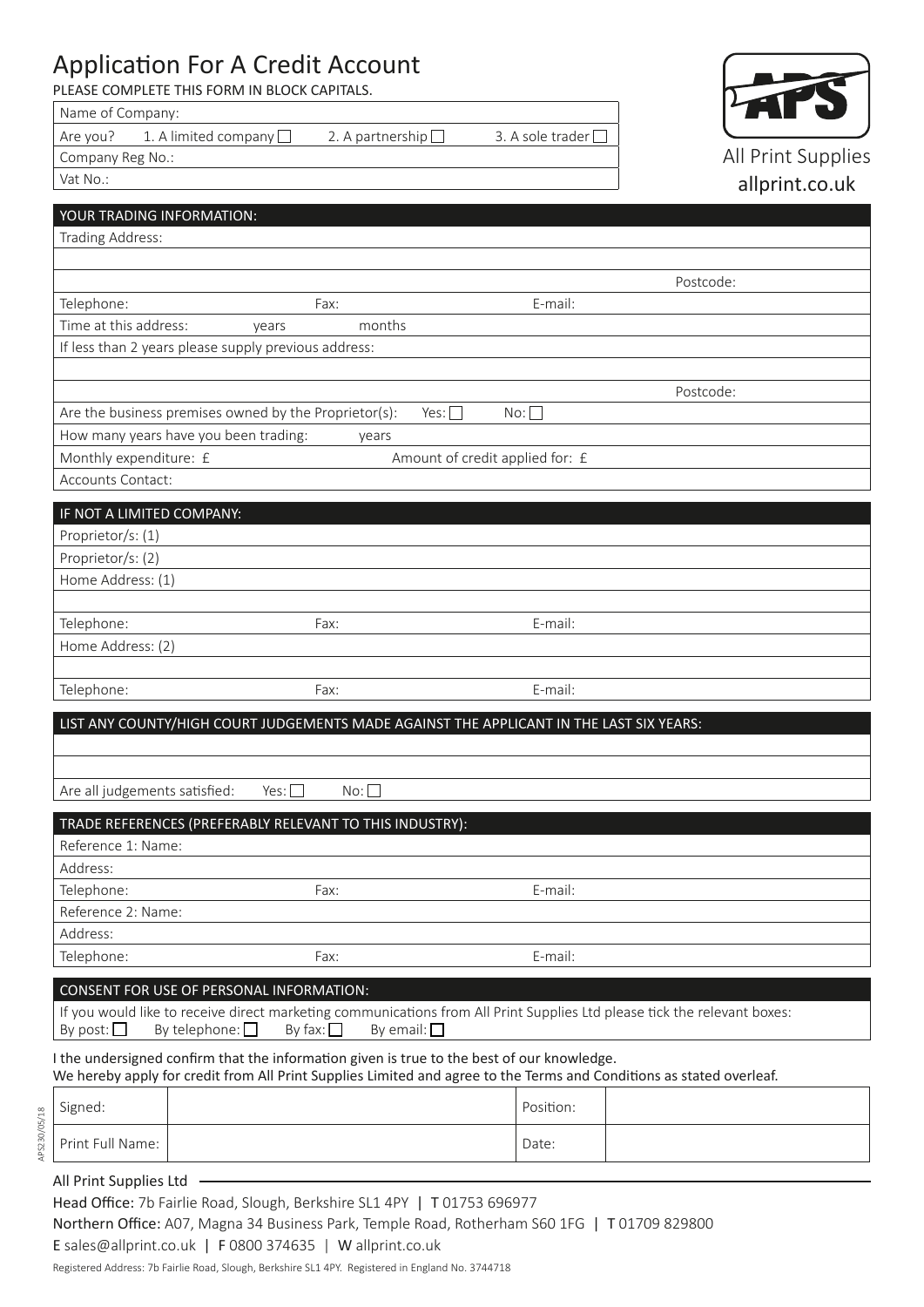# Application For A Credit Account

PLEASE COMPLETE THIS FORM IN BLOCK CAPITALS.

All Print Supplies
allprint.co.uk

| Name of Company: | | | |
|---|---|---|---|
| Are you? | 1. A limited company ☐ | 2. A partnership ☐ | 3. A sole trader ☐ |
| Company Reg No.: | | | |
| Vat No.: | | | |

## YOUR TRADING INFORMATION:

| | | | |
|---|---|---|---|
| Trading Address: | | | |
| | | | |
| | | | Postcode: |
| Telephone: | Fax: | E-mail: | |
| Time at this address: years | months | | |
| If less than 2 years please supply previous address: | | | |
| | | | |
| | | | Postcode: |
| Are the business premises owned by the Proprietor(s): | Yes: ☐ | No: ☐ | |
| How many years have you been trading: | years | | |
| Monthly expenditure: £ | Amount of credit applied for: £ | | |
| Accounts Contact: | | | |

## IF NOT A LIMITED COMPANY:

| | | |
|---|---|---|
| Proprietor/s: (1) | | |
| Proprietor/s: (2) | | |
| Home Address: (1) | | |
| | | |
| Telephone: | Fax: | E-mail: |
| Home Address: (2) | | |
| | | |
| Telephone: | Fax: | E-mail: |

## LIST ANY COUNTY/HIGH COURT JUDGEMENTS MADE AGAINST THE APPLICANT IN THE LAST SIX YEARS:

| | | |
|---|---|---|
| | | |
| | | |
| Are all judgements satisfied: | Yes: ☐ | No: ☐ |

## TRADE REFERENCES (PREFERABLY RELEVANT TO THIS INDUSTRY):

| | | |
|---|---|---|
| Reference 1: Name: | | |
| Address: | | |
| Telephone: | Fax: | E-mail: |
| Reference 2: Name: | | |
| Address: | | |
| Telephone: | Fax: | E-mail: |

## CONSENT FOR USE OF PERSONAL INFORMATION:

If you would like to receive direct marketing communications from All Print Supplies Ltd please tick the relevant boxes:
By post: ☐ By telephone: ☐ By fax: ☐ By email: ☐

I the undersigned confirm that the information given is true to the best of our knowledge.
We hereby apply for credit from All Print Supplies Limited and agree to the Terms and Conditions as stated overleaf.

| | | | |
|---|---|---|---|
| Signed: | | Position: | |
| Print Full Name: | | Date: | |

APS230/05/18

All Print Supplies Ltd

Head Office: 7b Fairlie Road, Slough, Berkshire SL1 4PY | T 01753 696977
Northern Office: A07, Magna 34 Business Park, Temple Road, Rotherham S60 1FG | T 01709 829800
E sales@allprint.co.uk | F 0800 374635 | W allprint.co.uk

Registered Address: 7b Fairlie Road, Slough, Berkshire SL1 4PY. Registered in England No. 3744718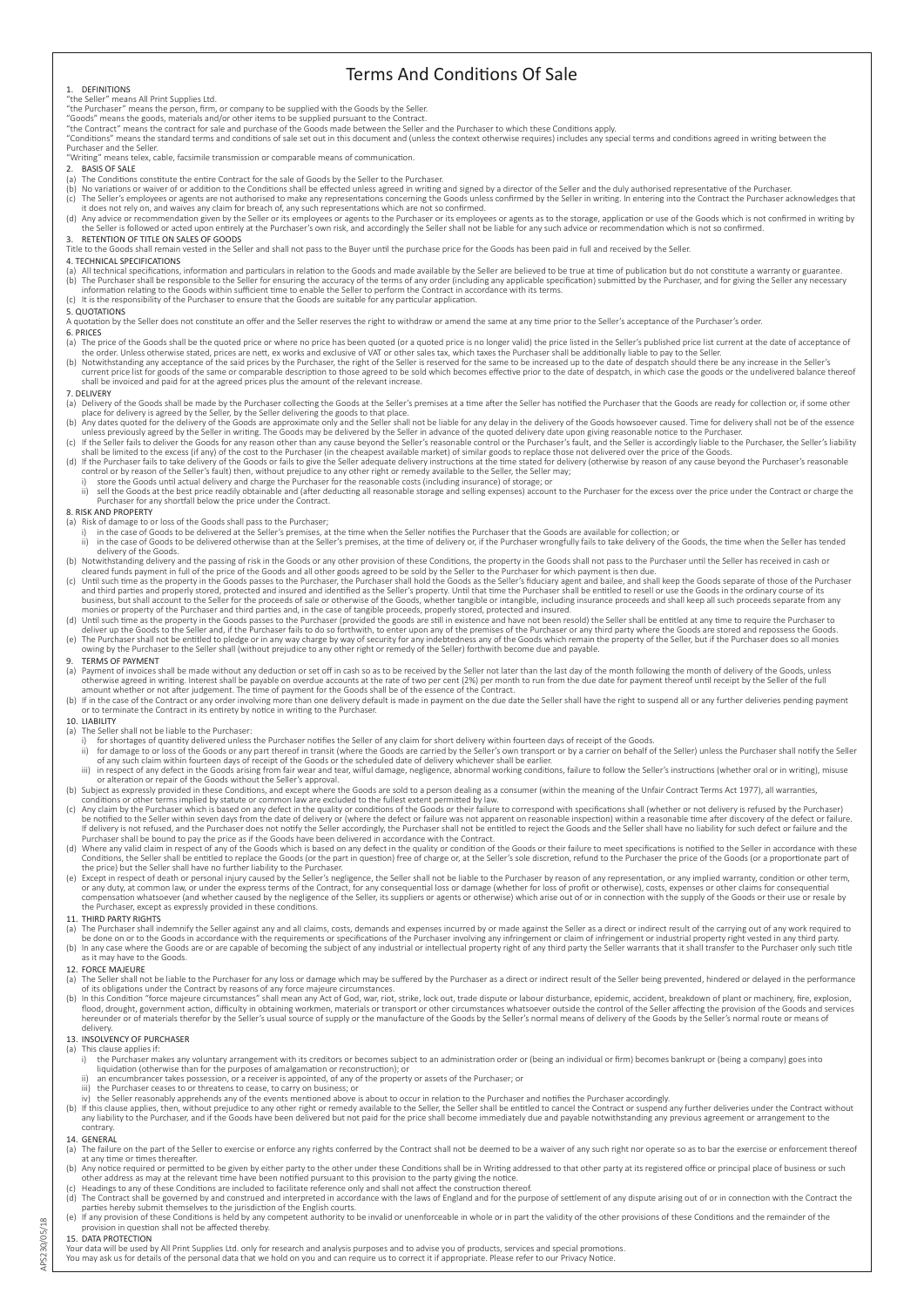# Terms And Conditions Of Sale

## 1. DEFINITIONS

"the Seller" means All Print Supplies Ltd.
"the Purchaser" means the person, firm, or company to be supplied with the Goods by the Seller.
"Goods" means the goods, materials and/or other items to be supplied pursuant to the Contract.
"the Contract" means the contract for sale and purchase of the Goods made between the Seller and the Purchaser to which these Conditions apply.
"Conditions" means the standard terms and conditions of sale set out in this document and (unless the context otherwise requires) includes any special terms and conditions agreed in writing between the Purchaser and the Seller.
"Writing" means telex, cable, facsimile transmission or comparable means of communication.

## 2. BASIS OF SALE

(a) The Conditions constitute the entire Contract for the sale of Goods by the Seller to the Purchaser.
(b) No variations or waiver of or addition to the Conditions shall be effected unless agreed in writing and signed by a director of the Seller and the duly authorised representative of the Purchaser.
(c) The Seller's employees or agents are not authorised to make any representations concerning the Goods unless confirmed by the Seller in writing. In entering into the Contract the Purchaser acknowledges that it does not rely on, and waives any claim for breach of, any such representations which are not so confirmed.
(d) Any advice or recommendation given by the Seller or its employees or agents to the Purchaser or its employees or agents as to the storage, application or use of the Goods which is not confirmed in writing by the Seller is followed or acted upon entirely at the Purchaser's own risk, and accordingly the Seller shall not be liable for any such advice or recommendation which is not so confirmed.

## 3. RETENTION OF TITLE ON SALES OF GOODS

Title to the Goods shall remain vested in the Seller and shall not pass to the Buyer until the purchase price for the Goods has been paid in full and received by the Seller.

## 4. TECHNICAL SPECIFICATIONS

(a) All technical specifications, information and particulars in relation to the Goods and made available by the Seller are believed to be true at time of publication but do not constitute a warranty or guarantee.
(b) The Purchaser shall be responsible to the Seller for ensuring the accuracy of the terms of any order (including any applicable specification) submitted by the Purchaser, and for giving the Seller any necessary information relating to the Goods within sufficient time to enable the Seller to perform the Contract in accordance with its terms.
(c) It is the responsibility of the Purchaser to ensure that the Goods are suitable for any particular application.

## 5. QUOTATIONS

A quotation by the Seller does not constitute an offer and the Seller reserves the right to withdraw or amend the same at any time prior to the Seller's acceptance of the Purchaser's order.

## 6. PRICES

(a) The price of the Goods shall be the quoted price or where no price has been quoted (or a quoted price is no longer valid) the price listed in the Seller's published price list current at the date of acceptance of the order. Unless otherwise stated, prices are nett, ex works and exclusive of VAT or other sales tax, which taxes the Purchaser shall be additionally liable to pay to the Seller.
(b) Notwithstanding any acceptance of the said prices by the Purchaser, the right of the Seller is reserved for the same to be increased up to the date of despatch should there be any increase in the Seller's current price list for goods of the same or comparable description to those agreed to be sold which becomes effective prior to the date of despatch, in which case the goods or the undelivered balance thereof shall be invoiced and paid for at the agreed prices plus the amount of the relevant increase.

## 7. DELIVERY

(a) Delivery of the Goods shall be made by the Purchaser collecting the Goods at the Seller's premises at a time after the Seller has notified the Purchaser that the Goods are ready for collection or, if some other place for delivery is agreed by the Seller, by the Seller delivering the goods to that place.
(b) Any dates quoted for the delivery of the Goods are approximate only and the Seller shall not be liable for any delay in the delivery of the Goods howsoever caused. Time for delivery shall not be of the essence unless previously agreed by the Seller in writing. The Goods may be delivered by the Seller in advance of the quoted delivery date upon giving reasonable notice to the Purchaser.
(c) If the Seller fails to deliver the Goods for any reason other than any cause beyond the Seller's reasonable control or the Purchaser's fault, and the Seller is accordingly liable to the Purchaser, the Seller's liability shall be limited to the excess (if any) of the cost to the Purchaser (in the cheapest available market) of similar goods to replace those not delivered over the price of the Goods.
(d) If the Purchaser fails to take delivery of the Goods or fails to give the Seller adequate delivery instructions at the time stated for delivery (otherwise by reason of any cause beyond the Purchaser's reasonable control or by reason of the Seller's fault) then, without prejudice to any other right or remedy available to the Seller, the Seller may;
   i) store the Goods until actual delivery and charge the Purchaser for the reasonable costs (including insurance) of storage; or
   ii) sell the Goods at the best price readily obtainable and (after deducting all reasonable storage and selling expenses) account to the Purchaser for the excess over the price under the Contract or charge the Purchaser for any shortfall below the price under the Contract.

## 8. RISK AND PROPERTY

(a) Risk of damage to or loss of the Goods shall pass to the Purchaser;
   i) in the case of Goods to be delivered at the Seller's premises, at the time when the Seller notifies the Purchaser that the Goods are available for collection; or
   ii) in the case of Goods to be delivered otherwise than at the Seller's premises, at the time of delivery or, if the Purchaser wrongfully fails to take delivery of the Goods, the time when the Seller has tended delivery of the Goods.
(b) Notwithstanding delivery and the passing of risk in the Goods or any other provision of these Conditions, the property in the Goods shall not pass to the Purchaser until the Seller has received in cash or cleared funds payment in full of the price of the Goods and all other goods agreed to be sold by the Seller to the Purchaser for which payment is then due.
(c) Until such time as the property in the Goods passes to the Purchaser, the Purchaser shall hold the Goods as the Seller's fiduciary agent and bailee, and shall keep the Goods separate of those of the Purchaser and third parties and properly stored, protected and insured and identified as the Seller's property. Until that time the Purchaser shall be entitled to resell or use the Goods in the ordinary course of its business, but shall account to the Seller for the proceeds of sale or otherwise of the Goods, whether tangible or intangible, including insurance proceeds and shall keep all such proceeds separate from any monies or property of the Purchaser and third parties and, in the case of tangible proceeds, properly stored, protected and insured.
(d) Until such time as the property in the Goods passes to the Purchaser (provided the goods are still in existence and have not been resold) the Seller shall be entitled at any time to require the Purchaser to deliver up the Goods to the Seller and, if the Purchaser fails to do so forthwith, to enter upon any of the premises of the Purchaser or any third party where the Goods are stored and repossess the Goods.
(e) The Purchaser shall not be entitled to pledge or in any way charge by way of security for any indebtedness any of the Goods which remain the property of the Seller, but if the Purchaser does so all monies owing by the Purchaser to the Seller shall (without prejudice to any other right or remedy of the Seller) forthwith become due and payable.

## 9. TERMS OF PAYMENT

(a) Payment of invoices shall be made without any deduction or set off in cash so as to be received by the Seller not later than the last day of the month following the month of delivery of the Goods, unless otherwise agreed in writing. Interest shall be payable on overdue accounts at the rate of two per cent (2%) per month to run from the due date for payment thereof until receipt by the Seller of the full amount whether or not after judgement. The time of payment for the Goods shall be of the essence of the Contract.
(b) If in the case of the Contract or any order involving more than one delivery default is made in payment on the due date the Seller shall have the right to suspend all or any further deliveries pending payment or to terminate the Contract in its entirety by notice in writing to the Purchaser.

## 10. LIABILITY

(a) The Seller shall not be liable to the Purchaser:
   i) for shortages of quantity delivered unless the Purchaser notifies the Seller of any claim for short delivery within fourteen days of receipt of the Goods.
   ii) for damage to or loss of the Goods or any part thereof in transit (where the Goods are carried by the Seller's own transport or by a carrier on behalf of the Seller) unless the Purchaser shall notify the Seller of any such claim within fourteen days of receipt of the Goods or the scheduled date of delivery whichever shall be earlier.
   iii) in respect of any defect in the Goods arising from fair wear and tear, wilful damage, negligence, abnormal working conditions, failure to follow the Seller's instructions (whether oral or in writing), misuse or alteration or repair of the Goods without the Seller's approval.
(b) Subject as expressly provided in these Conditions, and except where the Goods are sold to a person dealing as a consumer (within the meaning of the Unfair Contract Terms Act 1977), all warranties, conditions or other terms implied by statute or common law are excluded to the fullest extent permitted by law.
(c) Any claim by the Purchaser which is based on any defect in the quality or conditions of the Goods or their failure to correspond with specifications shall (whether or not delivery is refused by the Purchaser) be notified to the Seller within seven days from the date of delivery or (where the defect or failure was not apparent on reasonable inspection) within a reasonable time after discovery of the defect or failure. If delivery is not refused, and the Purchaser does not notify the Seller accordingly, the Purchaser shall not be entitled to reject the Goods and the Seller shall have no liability for such defect or failure and the Purchaser shall be bound to pay the price as if the Goods have been delivered in accordance with the Contract.
(d) Where any valid claim in respect of any of the Goods which is based on any defect in the quality or condition of the Goods or their failure to meet specifications is notified to the Seller in accordance with these Conditions, the Seller shall be entitled to replace the Goods (or the part in question) free of charge or, at the Seller's sole discretion, refund to the Purchaser the price of the Goods (or a proportionate part of the price) but the Seller shall have no further liability to the Purchaser.
(e) Except in respect of death or personal injury caused by the Seller's negligence, the Seller shall not be liable to the Purchaser by reason of any representation, or any implied warranty, condition or other term, or any duty, at common law, or under the express terms of the Contract, for any consequential loss or damage (whether for loss of profit or otherwise), costs, expenses or other claims for consequential compensation whatsoever (and whether caused by the negligence of the Seller, its suppliers or agents or otherwise) which arise out of or in connection with the supply of the Goods or their use or resale by the Purchaser, except as expressly provided in these conditions.

## 11. THIRD PARTY RIGHTS

(a) The Purchaser shall indemnify the Seller against any and all claims, costs, demands and expenses incurred by or made against the Seller as a direct or indirect result of the carrying out of any work required to be done on or to the Goods in accordance with the requirements or specifications of the Purchaser involving any infringement or claim of infringement or industrial property right vested in any third party.
(b) In any case where the Goods are or are capable of becoming the subject of any industrial or intellectual property right of any third party the Seller warrants that it shall transfer to the Purchaser only such title as it may have to the Goods.

## 12. FORCE MAJEURE

(a) The Seller shall not be liable to the Purchaser for any loss or damage which may be suffered by the Purchaser as a direct or indirect result of the Seller being prevented, hindered or delayed in the performance of its obligations under the Contract by reasons of any force majeure circumstances.
(b) In this Condition "force majeure circumstances" shall mean any Act of God, war, riot, strike, lock out, trade dispute or labour disturbance, epidemic, accident, breakdown of plant or machinery, fire, explosion, flood, drought, government action, difficulty in obtaining workmen, materials or transport or other circumstances whatsoever outside the control of the Seller affecting the provision of the Goods and services hereunder or of materials therefor by the Seller's usual source of supply or the manufacture of the Goods by the Seller's normal means of delivery of the Goods by the Seller's normal route or means of delivery.

## 13. INSOLVENCY OF PURCHASER

(a) This clause applies if:
   i) the Purchaser makes any voluntary arrangement with its creditors or becomes subject to an administration order or (being an individual or firm) becomes bankrupt or (being a company) goes into liquidation (otherwise than for the purposes of amalgamation or reconstruction); or
   ii) an encumbrancer takes possession, or a receiver is appointed, of any of the property or assets of the Purchaser; or
   iii) the Purchaser ceases to or threatens to cease, to carry on business; or
   iv) the Seller reasonably apprehends any of the events mentioned above is about to occur in relation to the Purchaser and notifies the Purchaser accordingly.
(b) If this clause applies, then, without prejudice to any other right or remedy available to the Seller, the Seller shall be entitled to cancel the Contract or suspend any further deliveries under the Contract without any liability to the Purchaser, and if the Goods have been delivered but not paid for the price shall become immediately due and payable notwithstanding any previous agreement or arrangement to the contrary.

## 14. GENERAL

(a) The failure on the part of the Seller to exercise or enforce any rights conferred by the Contract shall not be deemed to be a waiver of any such right nor operate so as to bar the exercise or enforcement thereof at any time or times thereafter.
(b) Any notice required or permitted to be given by either party to the other under these Conditions shall be in Writing addressed to that other party at its registered office or principal place of business or such other address as may at the relevant time have been notified pursuant to this provision to the party giving the notice.
(c) Headings to any of these Conditions are included to facilitate reference only and shall not affect the construction thereof.
(d) The Contract shall be governed by and construed and interpreted in accordance with the laws of England and for the purpose of settlement of any dispute arising out of or in connection with the Contract the parties hereby submit themselves to the jurisdiction of the English courts.
(e) If any provision of these Conditions is held by any competent authority to be invalid or unenforceable in whole or in part the validity of the other provisions of these Conditions and the remainder of the provision in question shall not be affected thereby.

## 15. DATA PROTECTION

Your data will be used by All Print Supplies Ltd. only for research and analysis purposes and to advise you of products, services and special promotions.
You may ask us for details of the personal data that we hold on you and can require us to correct it if appropriate. Please refer to our Privacy Notice.

APS230/05/18